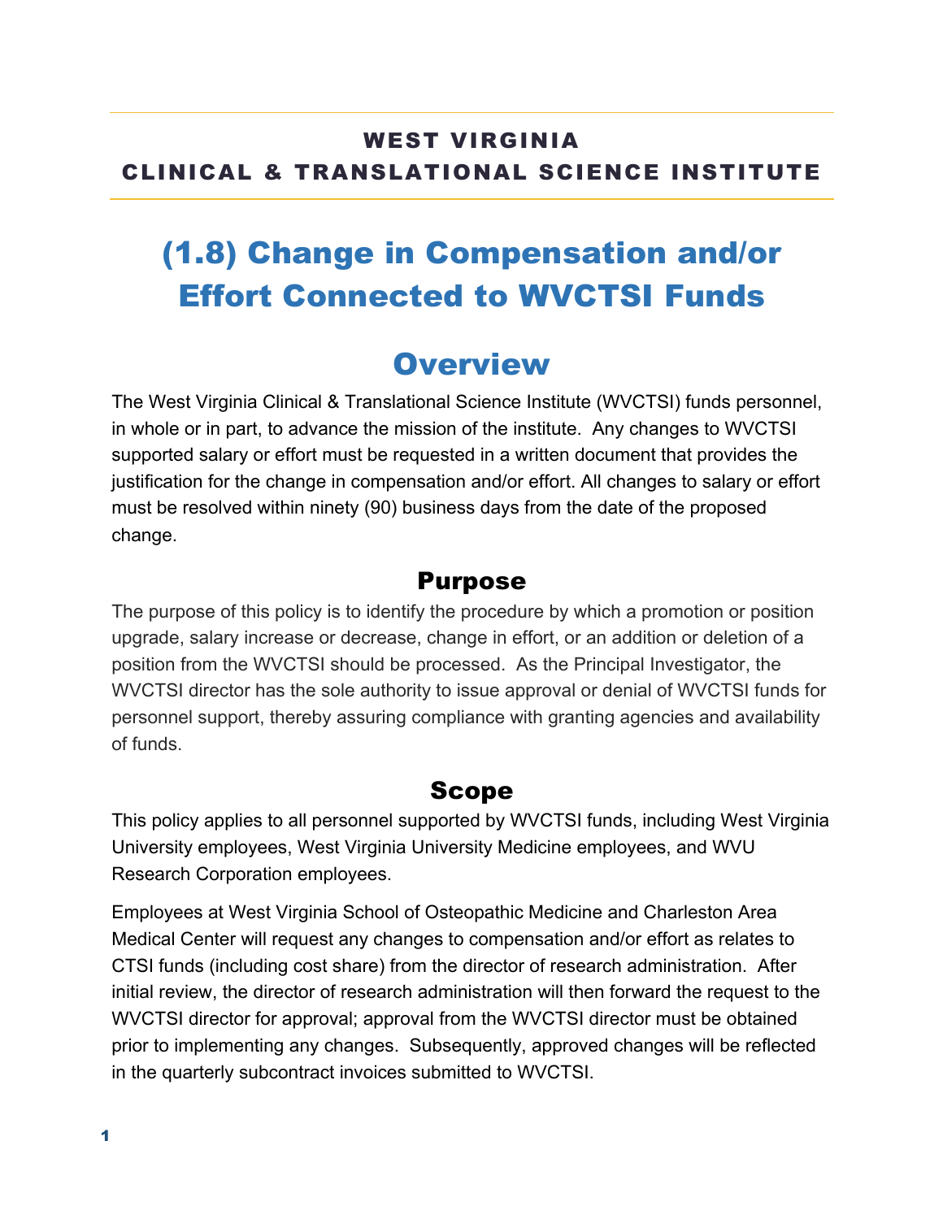**WEST VIRGINIA**
**CLINICAL & TRANSLATIONAL SCIENCE INSTITUTE**

# (1.8) Change in Compensation and/or Effort Connected to WVCTSI Funds

## Overview

The West Virginia Clinical & Translational Science Institute (WVCTSI) funds personnel, in whole or in part, to advance the mission of the institute. Any changes to WVCTSI supported salary or effort must be requested in a written document that provides the justification for the change in compensation and/or effort. All changes to salary or effort must be resolved within ninety (90) business days from the date of the proposed change.

### Purpose

The purpose of this policy is to identify the procedure by which a promotion or position upgrade, salary increase or decrease, change in effort, or an addition or deletion of a position from the WVCTSI should be processed. As the Principal Investigator, the WVCTSI director has the sole authority to issue approval or denial of WVCTSI funds for personnel support, thereby assuring compliance with granting agencies and availability of funds.

### Scope

This policy applies to all personnel supported by WVCTSI funds, including West Virginia University employees, West Virginia University Medicine employees, and WVU Research Corporation employees.

Employees at West Virginia School of Osteopathic Medicine and Charleston Area Medical Center will request any changes to compensation and/or effort as relates to CTSI funds (including cost share) from the director of research administration. After initial review, the director of research administration will then forward the request to the WVCTSI director for approval; approval from the WVCTSI director must be obtained prior to implementing any changes. Subsequently, approved changes will be reflected in the quarterly subcontract invoices submitted to WVCTSI.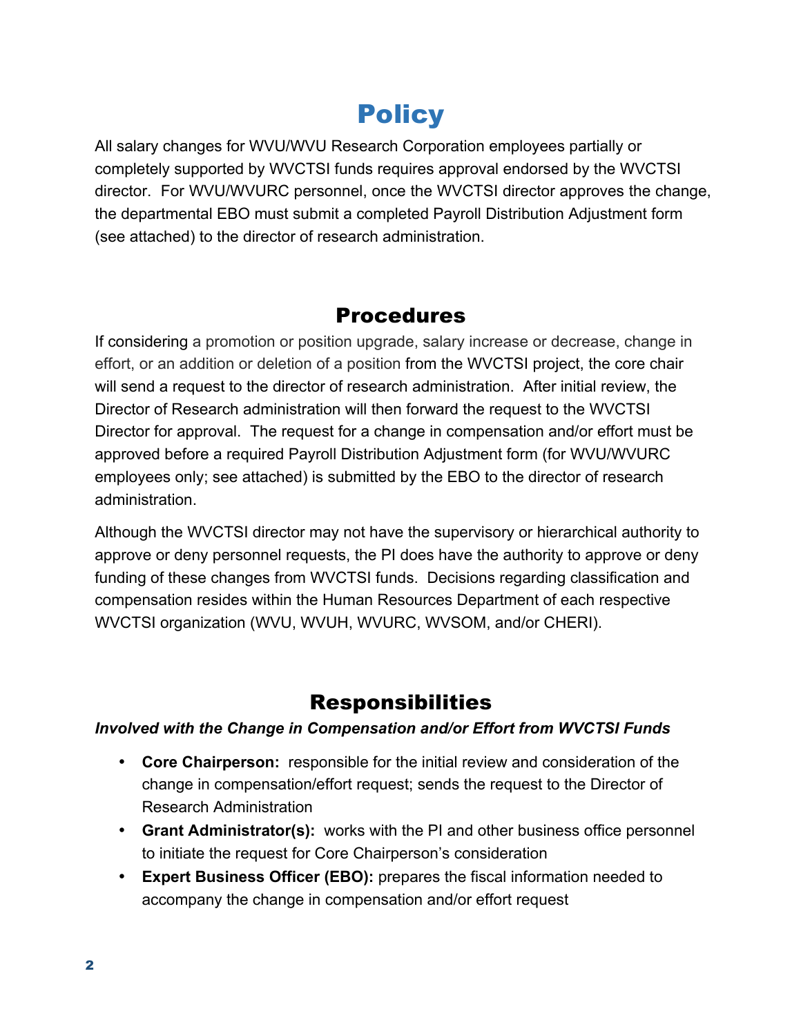# Policy

All salary changes for WVU/WVU Research Corporation employees partially or completely supported by WVCTSI funds requires approval endorsed by the WVCTSI director. For WVU/WVURC personnel, once the WVCTSI director approves the change, the departmental EBO must submit a completed Payroll Distribution Adjustment form (see attached) to the director of research administration.

# Procedures

If considering a promotion or position upgrade, salary increase or decrease, change in effort, or an addition or deletion of a position from the WVCTSI project, the core chair will send a request to the director of research administration. After initial review, the Director of Research administration will then forward the request to the WVCTSI Director for approval. The request for a change in compensation and/or effort must be approved before a required Payroll Distribution Adjustment form (for WVU/WVURC employees only; see attached) is submitted by the EBO to the director of research administration.

Although the WVCTSI director may not have the supervisory or hierarchical authority to approve or deny personnel requests, the PI does have the authority to approve or deny funding of these changes from WVCTSI funds. Decisions regarding classification and compensation resides within the Human Resources Department of each respective WVCTSI organization (WVU, WVUH, WVURC, WVSOM, and/or CHERI).

# Responsibilities

***Involved with the Change in Compensation and/or Effort from WVCTSI Funds***

- **Core Chairperson:** responsible for the initial review and consideration of the change in compensation/effort request; sends the request to the Director of Research Administration
- **Grant Administrator(s):** works with the PI and other business office personnel to initiate the request for Core Chairperson's consideration
- **Expert Business Officer (EBO):** prepares the fiscal information needed to accompany the change in compensation and/or effort request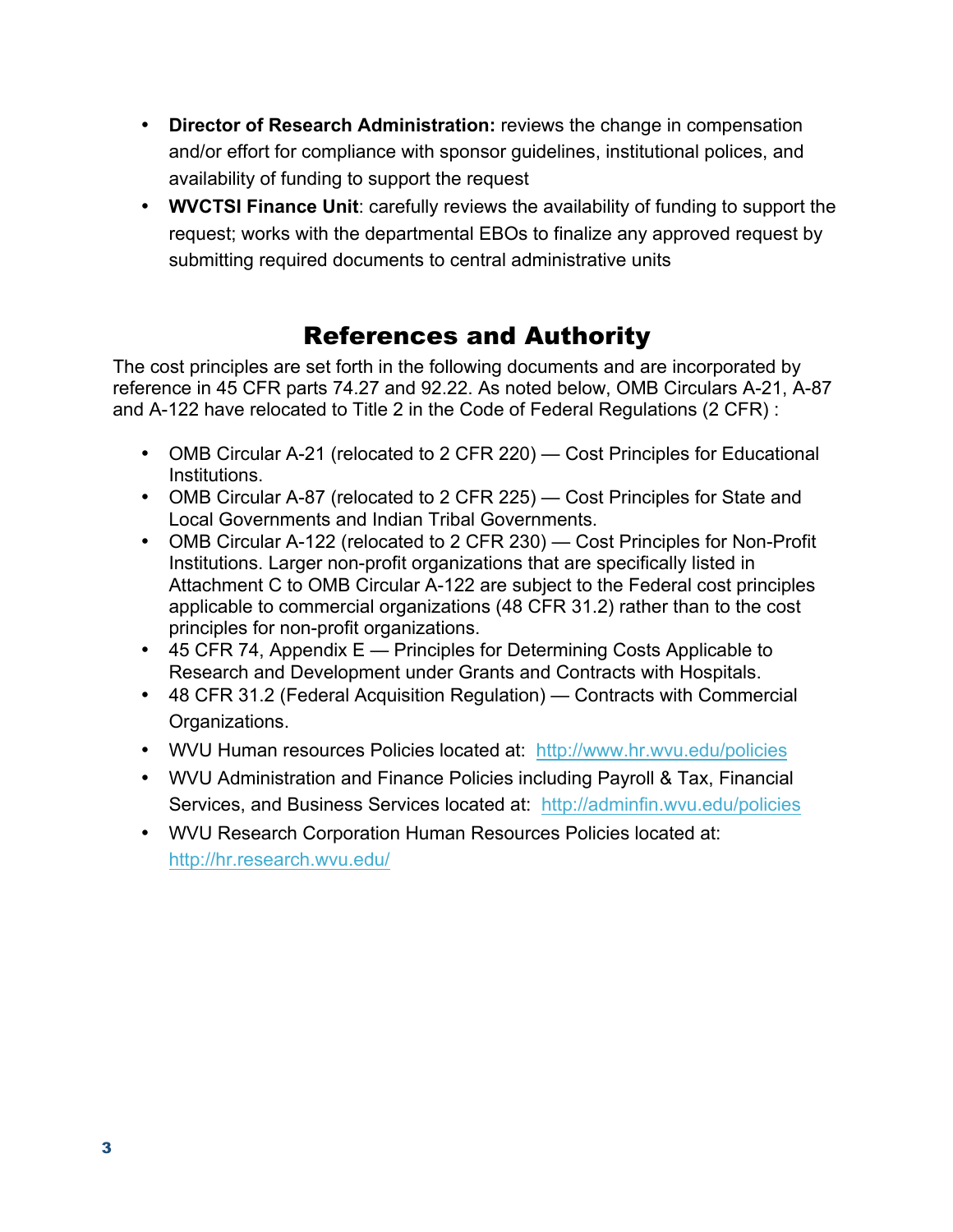- **Director of Research Administration:** reviews the change in compensation and/or effort for compliance with sponsor guidelines, institutional polices, and availability of funding to support the request
- **WVCTSI Finance Unit**: carefully reviews the availability of funding to support the request; works with the departmental EBOs to finalize any approved request by submitting required documents to central administrative units

## References and Authority

The cost principles are set forth in the following documents and are incorporated by reference in 45 CFR parts 74.27 and 92.22. As noted below, OMB Circulars A-21, A-87 and A-122 have relocated to Title 2 in the Code of Federal Regulations (2 CFR) :

- OMB Circular A-21 (relocated to 2 CFR 220) — Cost Principles for Educational Institutions.
- OMB Circular A-87 (relocated to 2 CFR 225) — Cost Principles for State and Local Governments and Indian Tribal Governments.
- OMB Circular A-122 (relocated to 2 CFR 230) — Cost Principles for Non-Profit Institutions. Larger non-profit organizations that are specifically listed in Attachment C to OMB Circular A-122 are subject to the Federal cost principles applicable to commercial organizations (48 CFR 31.2) rather than to the cost principles for non-profit organizations.
- 45 CFR 74, Appendix E — Principles for Determining Costs Applicable to Research and Development under Grants and Contracts with Hospitals.
- 48 CFR 31.2 (Federal Acquisition Regulation) — Contracts with Commercial Organizations.
- WVU Human resources Policies located at: [http://www.hr.wvu.edu/policies](http://www.hr.wvu.edu/policies)
- WVU Administration and Finance Policies including Payroll & Tax, Financial Services, and Business Services located at: [http://adminfin.wvu.edu/policies](http://adminfin.wvu.edu/policies)
- WVU Research Corporation Human Resources Policies located at: [http://hr.research.wvu.edu/](http://hr.research.wvu.edu/)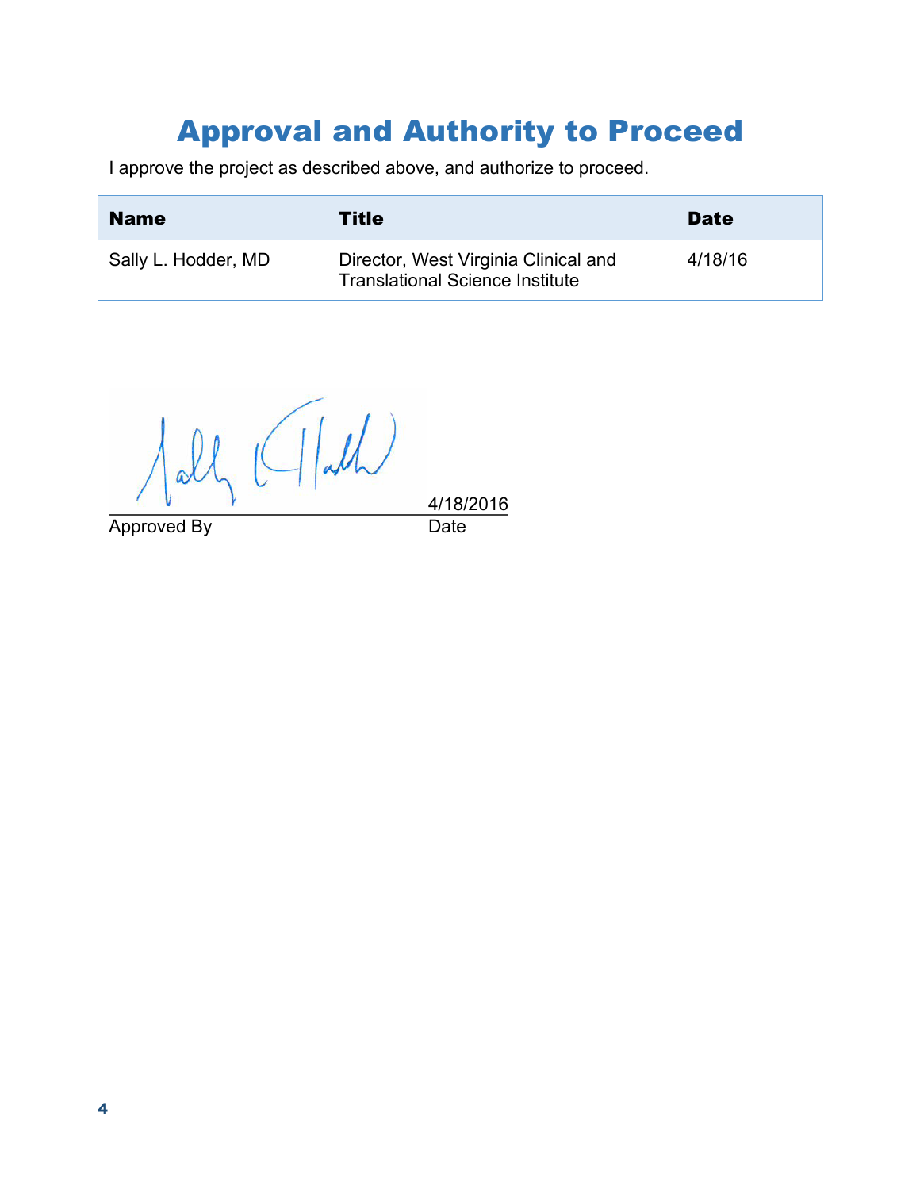# Approval and Authority to Proceed

I approve the project as described above, and authorize to proceed.

| Name | Title | Date |
|---|---|---|
| Sally L. Hodder, MD | Director, West Virginia Clinical and Translational Science Institute | 4/18/16 |

4/18/2016

Approved By Date